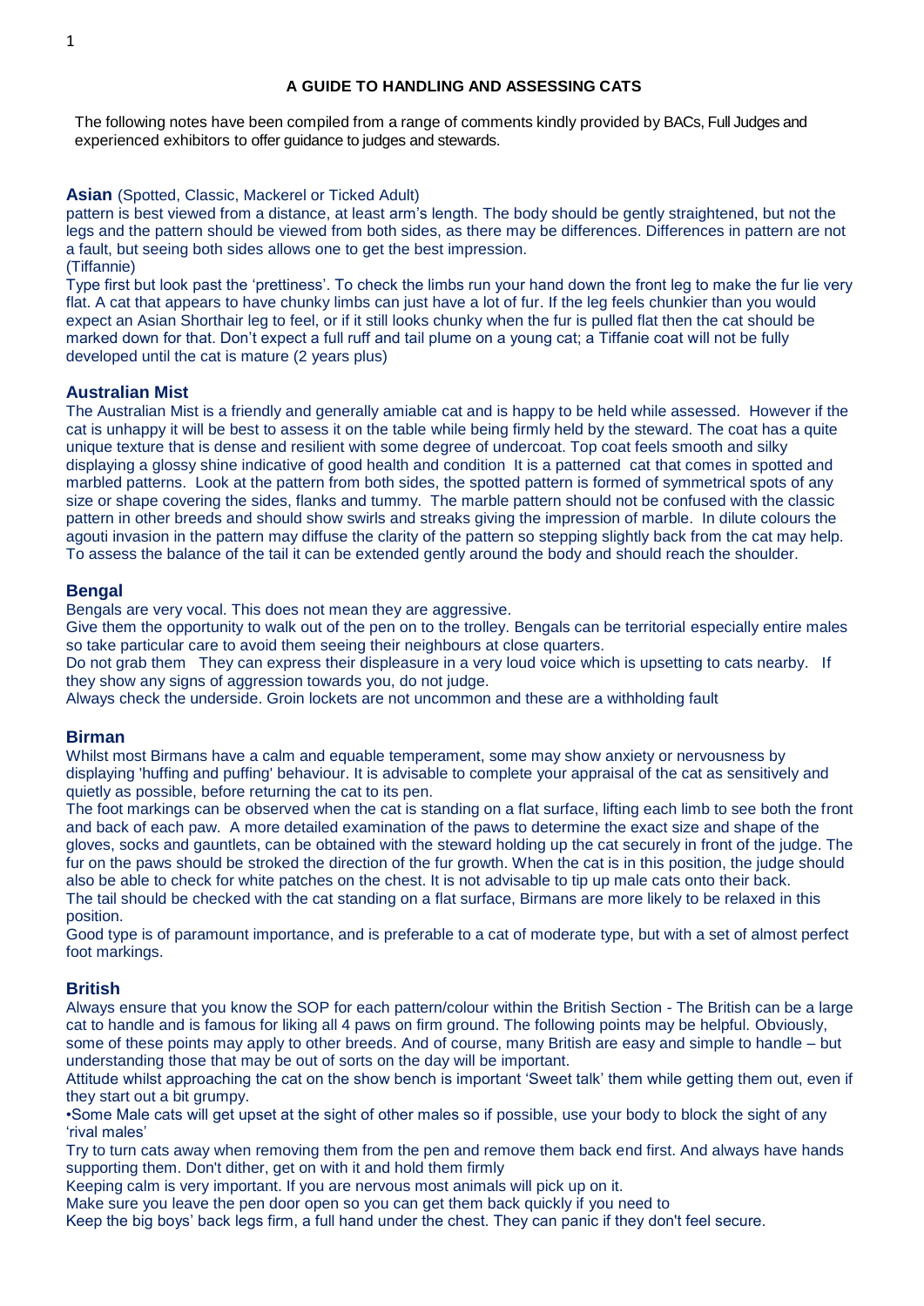# A GUIDE TO HANDLING AND ASSESSING CATS

The following notes have been compiled from a range of comments kindly provided by BACs, Full Judges and experienced exhibitors to offer guidance to judges and stewards.

## Asian (Spotted, Classic, Mackerel or Ticked Adult)

pattern is best viewed from a distance, at least arm's length. The body should be gently straightened, but not the legs and the pattern should be viewed from both sides, as there may be differences. Differences in pattern are not a fault, but seeing both sides allows one to get the best impression.

(Tiffannie)

Type first but look past the 'prettiness'. To check the limbs run your hand down the front leg to make the fur lie very flat. A cat that appears to have chunky limbs can just have a lot of fur. If the leg feels chunkier than you would expect an Asian Shorthair leg to feel, or if it still looks chunky when the fur is pulled flat then the cat should be marked down for that. Don't expect a full ruff and tail plume on a young cat; a Tiffanie coat will not be fully developed until the cat is mature (2 years plus)

## Australian Mist

The Australian Mist is a friendly and generally amiable cat and is happy to be held while assessed. However if the cat is unhappy it will be best to assess it on the table while being firmly held by the steward. The coat has a quite unique texture that is dense and resilient with some degree of undercoat. Top coat feels smooth and silky displaying a glossy shine indicative of good health and condition It is a patterned cat that comes in spotted and marbled patterns. Look at the pattern from both sides, the spotted pattern is formed of symmetrical spots of any size or shape covering the sides, flanks and tummy. The marble pattern should not be confused with the classic pattern in other breeds and should show swirls and streaks giving the impression of marble. In dilute colours the agouti invasion in the pattern may diffuse the clarity of the pattern so stepping slightly back from the cat may help. To assess the balance of the tail it can be extended gently around the body and should reach the shoulder.

## Bengal

Bengals are very vocal. This does not mean they are aggressive.

Give them the opportunity to walk out of the pen on to the trolley. Bengals can be territorial especially entire males so take particular care to avoid them seeing their neighbours at close quarters.

Do not grab them They can express their displeasure in a very loud voice which is upsetting to cats nearby. If they show any signs of aggression towards you, do not judge.

Always check the underside. Groin lockets are not uncommon and these are a withholding fault

## Birman

Whilst most Birmans have a calm and equable temperament, some may show anxiety or nervousness by displaying 'huffing and puffing' behaviour. It is advisable to complete your appraisal of the cat as sensitively and quietly as possible, before returning the cat to its pen.

The foot markings can be observed when the cat is standing on a flat surface, lifting each limb to see both the front and back of each paw. A more detailed examination of the paws to determine the exact size and shape of the gloves, socks and gauntlets, can be obtained with the steward holding up the cat securely in front of the judge. The fur on the paws should be stroked the direction of the fur growth. When the cat is in this position, the judge should also be able to check for white patches on the chest. It is not advisable to tip up male cats onto their back.

The tail should be checked with the cat standing on a flat surface, Birmans are more likely to be relaxed in this position.

Good type is of paramount importance, and is preferable to a cat of moderate type, but with a set of almost perfect foot markings.

## British

Always ensure that you know the SOP for each pattern/colour within the British Section - The British can be a large cat to handle and is famous for liking all 4 paws on firm ground. The following points may be helpful. Obviously, some of these points may apply to other breeds. And of course, many British are easy and simple to handle – but understanding those that may be out of sorts on the day will be important.

Attitude whilst approaching the cat on the show bench is important 'Sweet talk' them while getting them out, even if they start out a bit grumpy.

•Some Male cats will get upset at the sight of other males so if possible, use your body to block the sight of any 'rival males'

Try to turn cats away when removing them from the pen and remove them back end first. And always have hands supporting them. Don't dither, get on with it and hold them firmly

Keeping calm is very important. If you are nervous most animals will pick up on it.

Make sure you leave the pen door open so you can get them back quickly if you need to

Keep the big boys' back legs firm, a full hand under the chest. They can panic if they don't feel secure.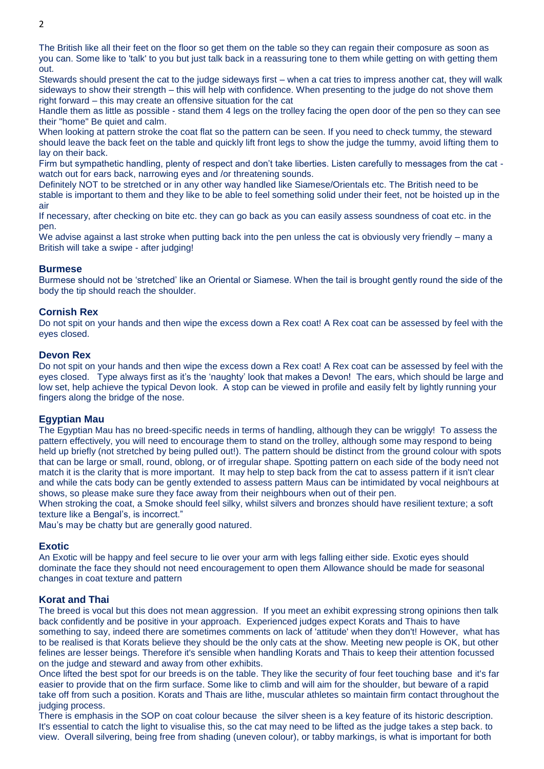The British like all their feet on the floor so get them on the table so they can regain their composure as soon as you can. Some like to 'talk' to you but just talk back in a reassuring tone to them while getting on with getting them out.

Stewards should present the cat to the judge sideways first – when a cat tries to impress another cat, they will walk sideways to show their strength – this will help with confidence. When presenting to the judge do not shove them right forward – this may create an offensive situation for the cat

Handle them as little as possible - stand them 4 legs on the trolley facing the open door of the pen so they can see their "home" Be quiet and calm.

When looking at pattern stroke the coat flat so the pattern can be seen. If you need to check tummy, the steward should leave the back feet on the table and quickly lift front legs to show the judge the tummy, avoid lifting them to lay on their back.

Firm but sympathetic handling, plenty of respect and don't take liberties. Listen carefully to messages from the cat - watch out for ears back, narrowing eyes and /or threatening sounds.

Definitely NOT to be stretched or in any other way handled like Siamese/Orientals etc. The British need to be stable is important to them and they like to be able to feel something solid under their feet, not be hoisted up in the air

If necessary, after checking on bite etc. they can go back as you can easily assess soundness of coat etc. in the pen.

We advise against a last stroke when putting back into the pen unless the cat is obviously very friendly – many a British will take a swipe - after judging!

### Burmese

Burmese should not be 'stretched' like an Oriental or Siamese. When the tail is brought gently round the side of the body the tip should reach the shoulder.

### Cornish Rex

Do not spit on your hands and then wipe the excess down a Rex coat! A Rex coat can be assessed by feel with the eyes closed.

### Devon Rex

Do not spit on your hands and then wipe the excess down a Rex coat! A Rex coat can be assessed by feel with the eyes closed. Type always first as it's the 'naughty' look that makes a Devon! The ears, which should be large and low set, help achieve the typical Devon look. A stop can be viewed in profile and easily felt by lightly running your fingers along the bridge of the nose.

### Egyptian Mau

The Egyptian Mau has no breed-specific needs in terms of handling, although they can be wriggly! To assess the pattern effectively, you will need to encourage them to stand on the trolley, although some may respond to being held up briefly (not stretched by being pulled out!). The pattern should be distinct from the ground colour with spots that can be large or small, round, oblong, or of irregular shape. Spotting pattern on each side of the body need not match it is the clarity that is more important. It may help to step back from the cat to assess pattern if it isn't clear and while the cats body can be gently extended to assess pattern Maus can be intimidated by vocal neighbours at shows, so please make sure they face away from their neighbours when out of their pen.

When stroking the coat, a Smoke should feel silky, whilst silvers and bronzes should have resilient texture; a soft texture like a Bengal's, is incorrect."

Mau's may be chatty but are generally good natured.

### Exotic

An Exotic will be happy and feel secure to lie over your arm with legs falling either side. Exotic eyes should dominate the face they should not need encouragement to open them Allowance should be made for seasonal changes in coat texture and pattern

### Korat and Thai

The breed is vocal but this does not mean aggression. If you meet an exhibit expressing strong opinions then talk back confidently and be positive in your approach. Experienced judges expect Korats and Thais to have something to say, indeed there are sometimes comments on lack of 'attitude' when they don't! However, what has to be realised is that Korats believe they should be the only cats at the show. Meeting new people is OK, but other felines are lesser beings. Therefore it's sensible when handling Korats and Thais to keep their attention focussed on the judge and steward and away from other exhibits.

Once lifted the best spot for our breeds is on the table. They like the security of four feet touching base and it's far easier to provide that on the firm surface. Some like to climb and will aim for the shoulder, but beware of a rapid take off from such a position. Korats and Thais are lithe, muscular athletes so maintain firm contact throughout the judging process.

There is emphasis in the SOP on coat colour because the silver sheen is a key feature of its historic description. It's essential to catch the light to visualise this, so the cat may need to be lifted as the judge takes a step back. to view. Overall silvering, being free from shading (uneven colour), or tabby markings, is what is important for both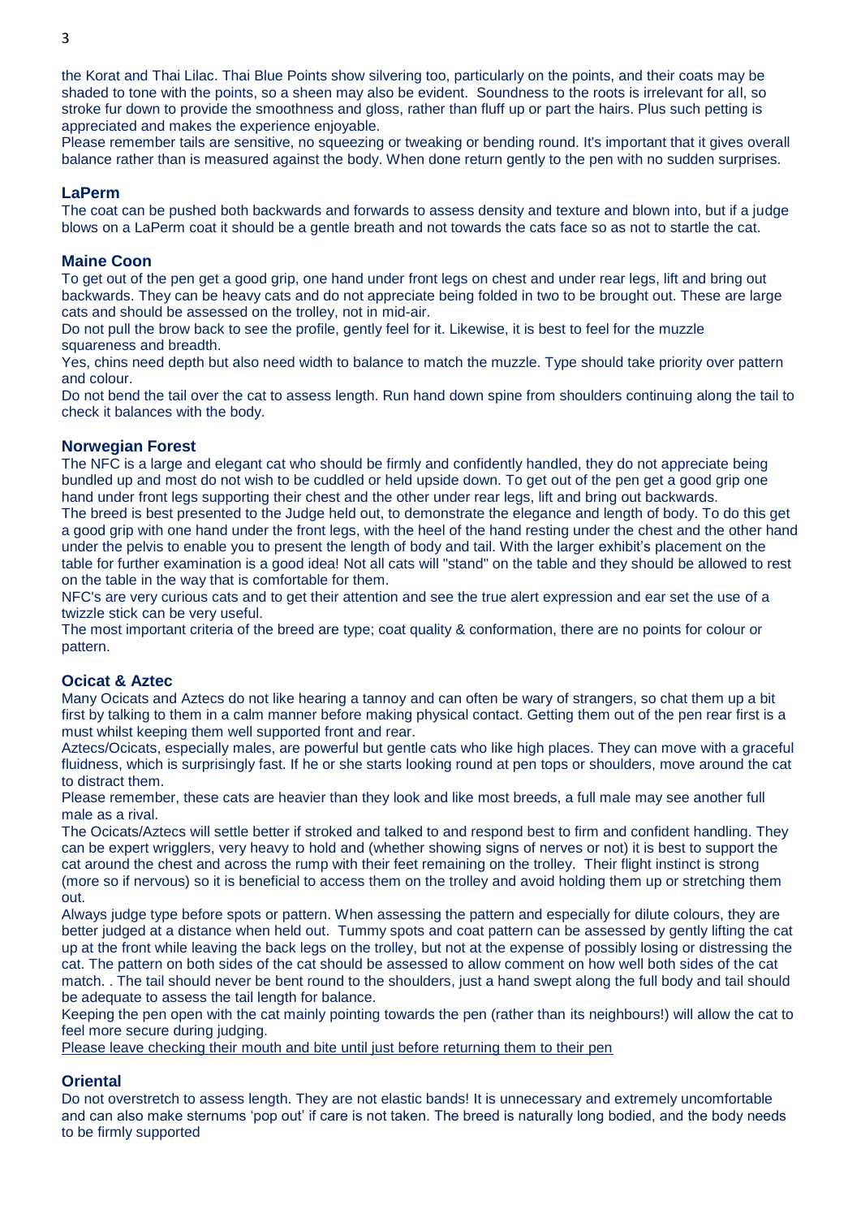the Korat and Thai Lilac. Thai Blue Points show silvering too, particularly on the points, and their coats may be shaded to tone with the points, so a sheen may also be evident. Soundness to the roots is irrelevant for all, so stroke fur down to provide the smoothness and gloss, rather than fluff up or part the hairs. Plus such petting is appreciated and makes the experience enjoyable.

Please remember tails are sensitive, no squeezing or tweaking or bending round. It's important that it gives overall balance rather than is measured against the body. When done return gently to the pen with no sudden surprises.

### LaPerm

The coat can be pushed both backwards and forwards to assess density and texture and blown into, but if a judge blows on a LaPerm coat it should be a gentle breath and not towards the cats face so as not to startle the cat.

### Maine Coon

To get out of the pen get a good grip, one hand under front legs on chest and under rear legs, lift and bring out backwards. They can be heavy cats and do not appreciate being folded in two to be brought out. These are large cats and should be assessed on the trolley, not in mid-air.

Do not pull the brow back to see the profile, gently feel for it. Likewise, it is best to feel for the muzzle squareness and breadth.

Yes, chins need depth but also need width to balance to match the muzzle. Type should take priority over pattern and colour.

Do not bend the tail over the cat to assess length. Run hand down spine from shoulders continuing along the tail to check it balances with the body.

### Norwegian Forest

The NFC is a large and elegant cat who should be firmly and confidently handled, they do not appreciate being bundled up and most do not wish to be cuddled or held upside down. To get out of the pen get a good grip one hand under front legs supporting their chest and the other under rear legs, lift and bring out backwards.

The breed is best presented to the Judge held out, to demonstrate the elegance and length of body. To do this get a good grip with one hand under the front legs, with the heel of the hand resting under the chest and the other hand under the pelvis to enable you to present the length of body and tail. With the larger exhibit's placement on the table for further examination is a good idea! Not all cats will "stand" on the table and they should be allowed to rest on the table in the way that is comfortable for them.

NFC's are very curious cats and to get their attention and see the true alert expression and ear set the use of a twizzle stick can be very useful.

The most important criteria of the breed are type; coat quality & conformation, there are no points for colour or pattern.

### Ocicat & Aztec

Many Ocicats and Aztecs do not like hearing a tannoy and can often be wary of strangers, so chat them up a bit first by talking to them in a calm manner before making physical contact. Getting them out of the pen rear first is a must whilst keeping them well supported front and rear.

Aztecs/Ocicats, especially males, are powerful but gentle cats who like high places. They can move with a graceful fluidness, which is surprisingly fast. If he or she starts looking round at pen tops or shoulders, move around the cat to distract them.

Please remember, these cats are heavier than they look and like most breeds, a full male may see another full male as a rival.

The Ocicats/Aztecs will settle better if stroked and talked to and respond best to firm and confident handling. They can be expert wrigglers, very heavy to hold and (whether showing signs of nerves or not) it is best to support the cat around the chest and across the rump with their feet remaining on the trolley. Their flight instinct is strong (more so if nervous) so it is beneficial to access them on the trolley and avoid holding them up or stretching them out.

Always judge type before spots or pattern. When assessing the pattern and especially for dilute colours, they are better judged at a distance when held out. Tummy spots and coat pattern can be assessed by gently lifting the cat up at the front while leaving the back legs on the trolley, but not at the expense of possibly losing or distressing the cat. The pattern on both sides of the cat should be assessed to allow comment on how well both sides of the cat match. . The tail should never be bent round to the shoulders, just a hand swept along the full body and tail should be adequate to assess the tail length for balance.

Keeping the pen open with the cat mainly pointing towards the pen (rather than its neighbours!) will allow the cat to feel more secure during judging.

<u>Please leave checking their mouth and bite until just before returning them to their pen</u>

### Oriental

Do not overstretch to assess length. They are not elastic bands! It is unnecessary and extremely uncomfortable and can also make sternums 'pop out' if care is not taken. The breed is naturally long bodied, and the body needs to be firmly supported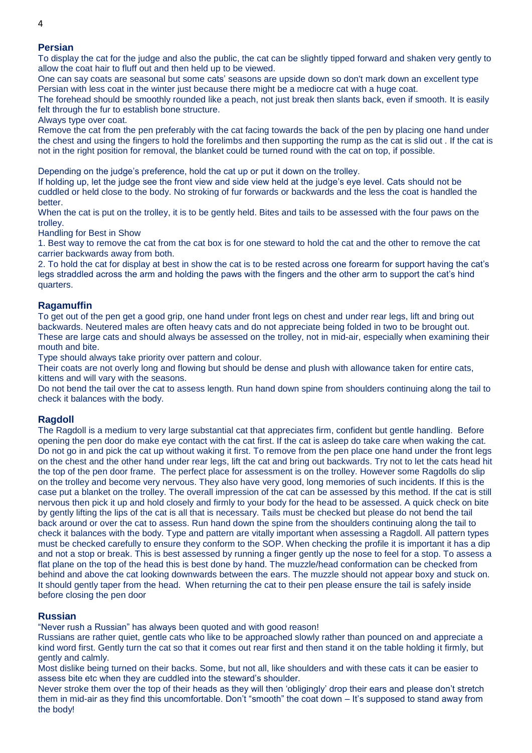## Persian

To display the cat for the judge and also the public, the cat can be slightly tipped forward and shaken very gently to allow the coat hair to fluff out and then held up to be viewed.

One can say coats are seasonal but some cats' seasons are upside down so don't mark down an excellent type Persian with less coat in the winter just because there might be a mediocre cat with a huge coat.

The forehead should be smoothly rounded like a peach, not just break then slants back, even if smooth. It is easily felt through the fur to establish bone structure.

Always type over coat.

Remove the cat from the pen preferably with the cat facing towards the back of the pen by placing one hand under the chest and using the fingers to hold the forelimbs and then supporting the rump as the cat is slid out . If the cat is not in the right position for removal, the blanket could be turned round with the cat on top, if possible.

Depending on the judge's preference, hold the cat up or put it down on the trolley.

If holding up, let the judge see the front view and side view held at the judge's eye level. Cats should not be cuddled or held close to the body. No stroking of fur forwards or backwards and the less the coat is handled the better.

When the cat is put on the trolley, it is to be gently held. Bites and tails to be assessed with the four paws on the trolley.

Handling for Best in Show

1. Best way to remove the cat from the cat box is for one steward to hold the cat and the other to remove the cat carrier backwards away from both.
2. To hold the cat for display at best in show the cat is to be rested across one forearm for support having the cat's legs straddled across the arm and holding the paws with the fingers and the other arm to support the cat's hind quarters.

## Ragamuffin

To get out of the pen get a good grip, one hand under front legs on chest and under rear legs, lift and bring out backwards. Neutered males are often heavy cats and do not appreciate being folded in two to be brought out. These are large cats and should always be assessed on the trolley, not in mid-air, especially when examining their mouth and bite.

Type should always take priority over pattern and colour.

Their coats are not overly long and flowing but should be dense and plush with allowance taken for entire cats, kittens and will vary with the seasons.

Do not bend the tail over the cat to assess length. Run hand down spine from shoulders continuing along the tail to check it balances with the body.

## Ragdoll

The Ragdoll is a medium to very large substantial cat that appreciates firm, confident but gentle handling. Before opening the pen door do make eye contact with the cat first. If the cat is asleep do take care when waking the cat. Do not go in and pick the cat up without waking it first. To remove from the pen place one hand under the front legs on the chest and the other hand under rear legs, lift the cat and bring out backwards. Try not to let the cats head hit the top of the pen door frame. The perfect place for assessment is on the trolley. However some Ragdolls do slip on the trolley and become very nervous. They also have very good, long memories of such incidents. If this is the case put a blanket on the trolley. The overall impression of the cat can be assessed by this method. If the cat is still nervous then pick it up and hold closely and firmly to your body for the head to be assessed. A quick check on bite by gently lifting the lips of the cat is all that is necessary. Tails must be checked but please do not bend the tail back around or over the cat to assess. Run hand down the spine from the shoulders continuing along the tail to check it balances with the body. Type and pattern are vitally important when assessing a Ragdoll. All pattern types must be checked carefully to ensure they conform to the SOP. When checking the profile it is important it has a dip and not a stop or break. This is best assessed by running a finger gently up the nose to feel for a stop. To assess a flat plane on the top of the head this is best done by hand. The muzzle/head conformation can be checked from behind and above the cat looking downwards between the ears. The muzzle should not appear boxy and stuck on. It should gently taper from the head. When returning the cat to their pen please ensure the tail is safely inside before closing the pen door

## Russian

"Never rush a Russian" has always been quoted and with good reason!

Russians are rather quiet, gentle cats who like to be approached slowly rather than pounced on and appreciate a kind word first. Gently turn the cat so that it comes out rear first and then stand it on the table holding it firmly, but gently and calmly.

Most dislike being turned on their backs. Some, but not all, like shoulders and with these cats it can be easier to assess bite etc when they are cuddled into the steward's shoulder.

Never stroke them over the top of their heads as they will then 'obligingly' drop their ears and please don't stretch them in mid-air as they find this uncomfortable. Don't "smooth" the coat down – It's supposed to stand away from the body!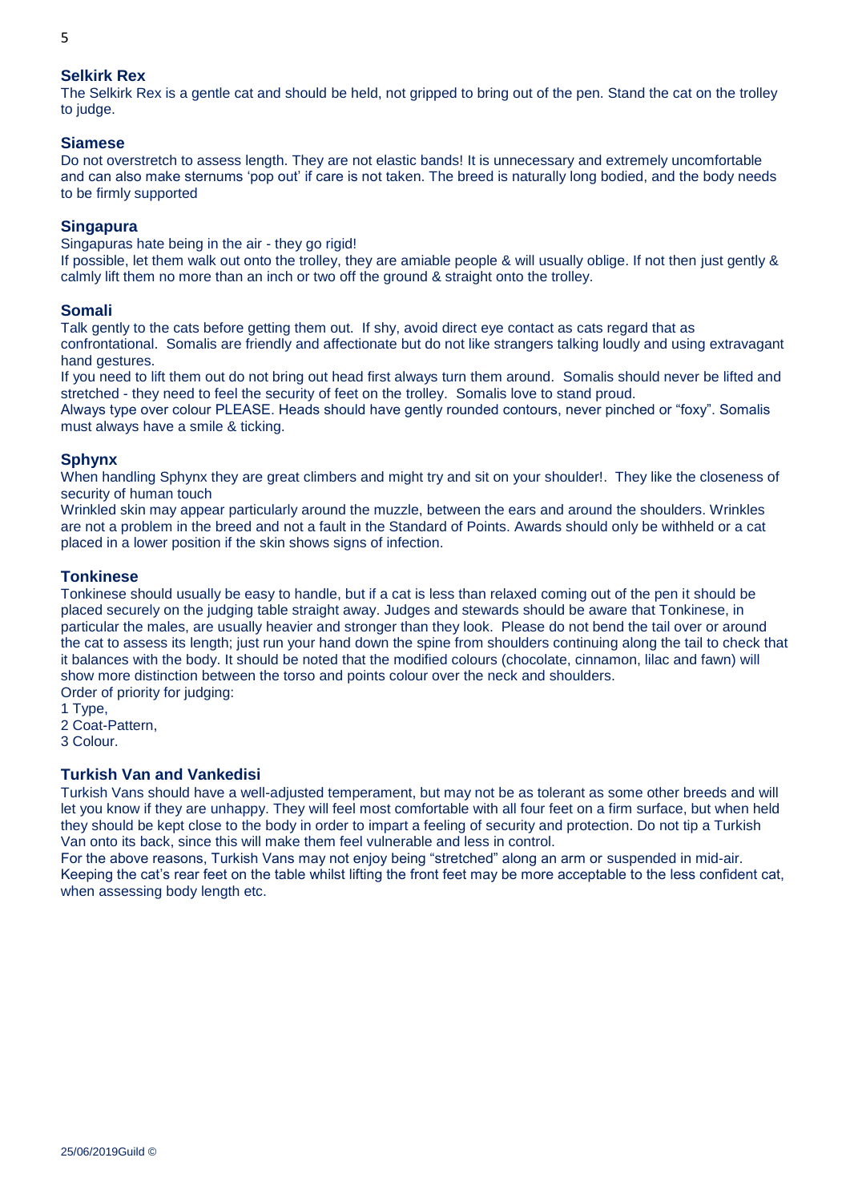### Selkirk Rex

The Selkirk Rex is a gentle cat and should be held, not gripped to bring out of the pen. Stand the cat on the trolley to judge.

### Siamese

Do not overstretch to assess length. They are not elastic bands! It is unnecessary and extremely uncomfortable and can also make sternums 'pop out' if care is not taken. The breed is naturally long bodied, and the body needs to be firmly supported

### Singapura

Singapuras hate being in the air - they go rigid!

If possible, let them walk out onto the trolley, they are amiable people & will usually oblige. If not then just gently & calmly lift them no more than an inch or two off the ground & straight onto the trolley.

### Somali

Talk gently to the cats before getting them out. If shy, avoid direct eye contact as cats regard that as confrontational. Somalis are friendly and affectionate but do not like strangers talking loudly and using extravagant hand gestures.

If you need to lift them out do not bring out head first always turn them around. Somalis should never be lifted and stretched - they need to feel the security of feet on the trolley. Somalis love to stand proud.

Always type over colour PLEASE. Heads should have gently rounded contours, never pinched or "foxy". Somalis must always have a smile & ticking.

### Sphynx

When handling Sphynx they are great climbers and might try and sit on your shoulder!. They like the closeness of security of human touch

Wrinkled skin may appear particularly around the muzzle, between the ears and around the shoulders. Wrinkles are not a problem in the breed and not a fault in the Standard of Points. Awards should only be withheld or a cat placed in a lower position if the skin shows signs of infection.

### Tonkinese

Tonkinese should usually be easy to handle, but if a cat is less than relaxed coming out of the pen it should be placed securely on the judging table straight away. Judges and stewards should be aware that Tonkinese, in particular the males, are usually heavier and stronger than they look. Please do not bend the tail over or around the cat to assess its length; just run your hand down the spine from shoulders continuing along the tail to check that it balances with the body. It should be noted that the modified colours (chocolate, cinnamon, lilac and fawn) will show more distinction between the torso and points colour over the neck and shoulders.

Order of priority for judging:

1 Type,

2 Coat-Pattern,

3 Colour.

### Turkish Van and Vankedisi

Turkish Vans should have a well-adjusted temperament, but may not be as tolerant as some other breeds and will let you know if they are unhappy. They will feel most comfortable with all four feet on a firm surface, but when held they should be kept close to the body in order to impart a feeling of security and protection. Do not tip a Turkish Van onto its back, since this will make them feel vulnerable and less in control.

For the above reasons, Turkish Vans may not enjoy being "stretched" along an arm or suspended in mid-air. Keeping the cat's rear feet on the table whilst lifting the front feet may be more acceptable to the less confident cat, when assessing body length etc.